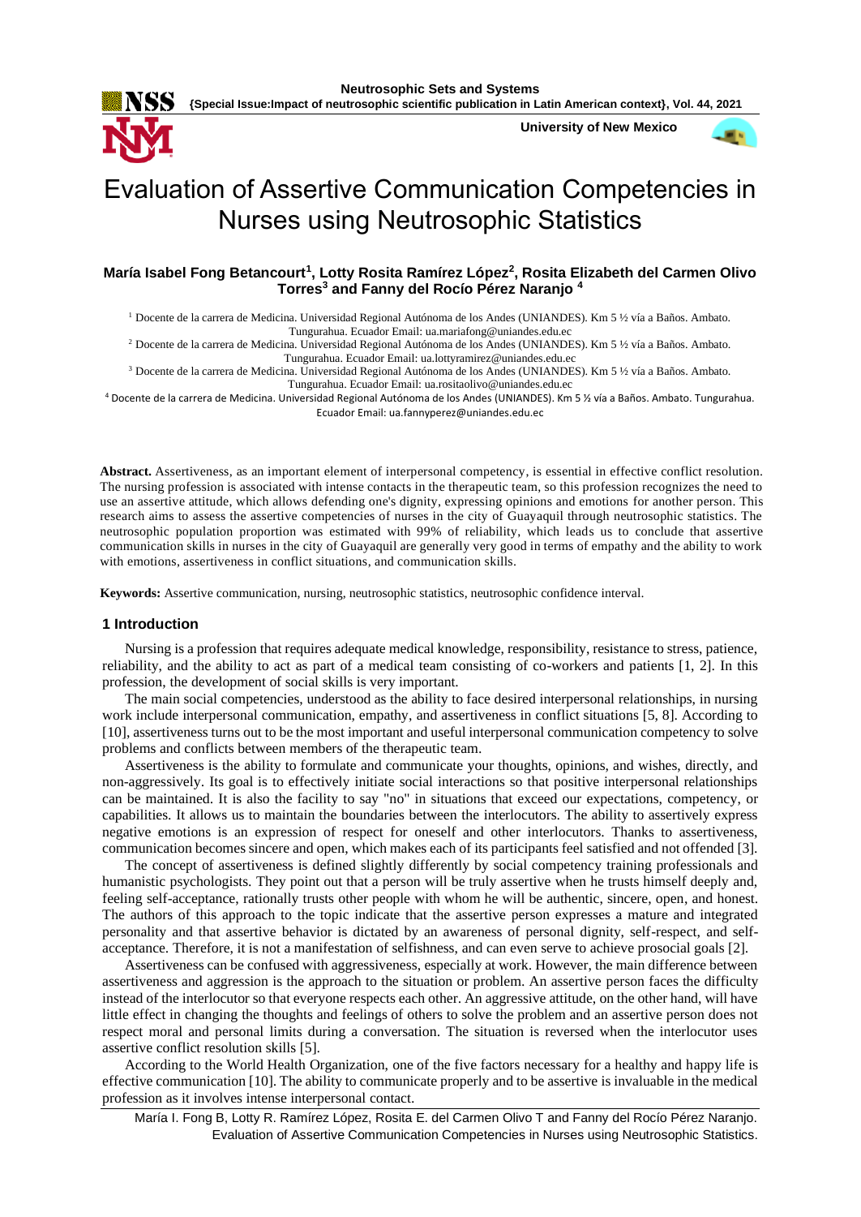# Evaluation of Assertive Communication Competencies in Nurses using Neutrosophic Statistics

**María Isabel Fong Betancourt[1], Lotty Rosita Ramírez López[2], Rosita Elizabeth del Carmen Olivo Torres[3] and Fanny del Rocío Pérez Naranjo [4]**

[1] Docente de la carrera de Medicina. Universidad Regional Autónoma de los Andes (UNIANDES). Km 5 ½ vía a Baños. Ambato. Tungurahua. Ecuador Email: ua.mariafong@uniandes.edu.ec

[2] Docente de la carrera de Medicina. Universidad Regional Autónoma de los Andes (UNIANDES). Km 5 ½ vía a Baños. Ambato. Tungurahua. Ecuador Email: ua.lottyramirez@uniandes.edu.ec

[3] Docente de la carrera de Medicina. Universidad Regional Autónoma de los Andes (UNIANDES). Km 5 ½ vía a Baños. Ambato. Tungurahua. Ecuador Email: ua.rositaolivo@uniandes.edu.ec

[4] Docente de la carrera de Medicina. Universidad Regional Autónoma de los Andes (UNIANDES). Km 5 ½ vía a Baños. Ambato. Tungurahua. Ecuador Email: ua.fannyperez@uniandes.edu.ec

**Abstract.** Assertiveness, as an important element of interpersonal competency, is essential in effective conflict resolution. The nursing profession is associated with intense contacts in the therapeutic team, so this profession recognizes the need to use an assertive attitude, which allows defending one's dignity, expressing opinions and emotions for another person. This research aims to assess the assertive competencies of nurses in the city of Guayaquil through neutrosophic statistics. The neutrosophic population proportion was estimated with 99% of reliability, which leads us to conclude that assertive communication skills in nurses in the city of Guayaquil are generally very good in terms of empathy and the ability to work with emotions, assertiveness in conflict situations, and communication skills.

**Keywords:** Assertive communication, nursing, neutrosophic statistics, neutrosophic confidence interval.

## 1 Introduction

Nursing is a profession that requires adequate medical knowledge, responsibility, resistance to stress, patience, reliability, and the ability to act as part of a medical team consisting of co-workers and patients [1, 2]. In this profession, the development of social skills is very important.

The main social competencies, understood as the ability to face desired interpersonal relationships, in nursing work include interpersonal communication, empathy, and assertiveness in conflict situations [5, 8]. According to [10], assertiveness turns out to be the most important and useful interpersonal communication competency to solve problems and conflicts between members of the therapeutic team.

Assertiveness is the ability to formulate and communicate your thoughts, opinions, and wishes, directly, and non-aggressively. Its goal is to effectively initiate social interactions so that positive interpersonal relationships can be maintained. It is also the facility to say "no" in situations that exceed our expectations, competency, or capabilities. It allows us to maintain the boundaries between the interlocutors. The ability to assertively express negative emotions is an expression of respect for oneself and other interlocutors. Thanks to assertiveness, communication becomes sincere and open, which makes each of its participants feel satisfied and not offended [3].

The concept of assertiveness is defined slightly differently by social competency training professionals and humanistic psychologists. They point out that a person will be truly assertive when he trusts himself deeply and, feeling self-acceptance, rationally trusts other people with whom he will be authentic, sincere, open, and honest. The authors of this approach to the topic indicate that the assertive person expresses a mature and integrated personality and that assertive behavior is dictated by an awareness of personal dignity, self-respect, and self-acceptance. Therefore, it is not a manifestation of selfishness, and can even serve to achieve prosocial goals [2].

Assertiveness can be confused with aggressiveness, especially at work. However, the main difference between assertiveness and aggression is the approach to the situation or problem. An assertive person faces the difficulty instead of the interlocutor so that everyone respects each other. An aggressive attitude, on the other hand, will have little effect in changing the thoughts and feelings of others to solve the problem and an assertive person does not respect moral and personal limits during a conversation. The situation is reversed when the interlocutor uses assertive conflict resolution skills [5].

According to the World Health Organization, one of the five factors necessary for a healthy and happy life is effective communication [10]. The ability to communicate properly and to be assertive is invaluable in the medical profession as it involves intense interpersonal contact.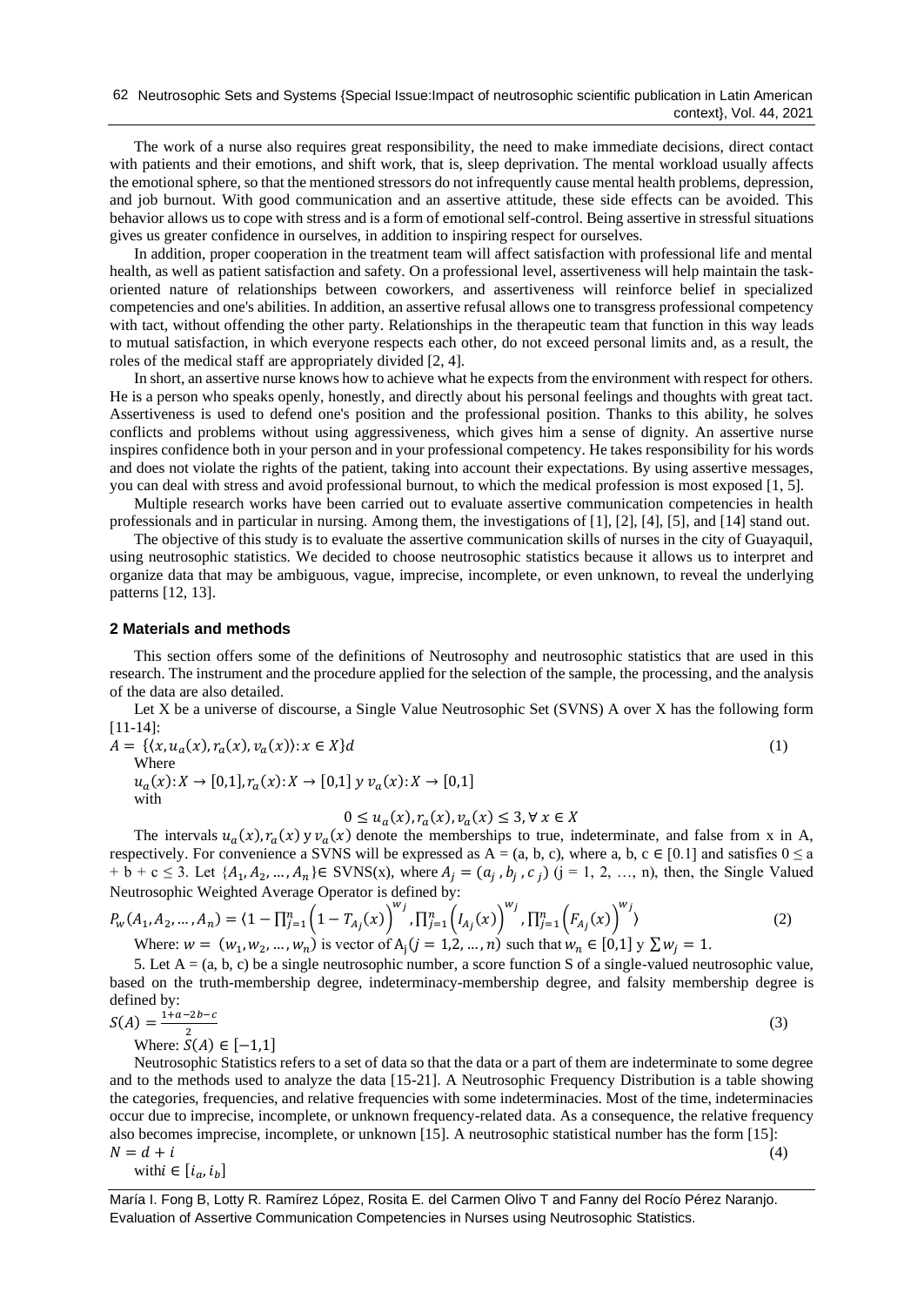The work of a nurse also requires great responsibility, the need to make immediate decisions, direct contact with patients and their emotions, and shift work, that is, sleep deprivation. The mental workload usually affects the emotional sphere, so that the mentioned stressors do not infrequently cause mental health problems, depression, and job burnout. With good communication and an assertive attitude, these side effects can be avoided. This behavior allows us to cope with stress and is a form of emotional self-control. Being assertive in stressful situations gives us greater confidence in ourselves, in addition to inspiring respect for ourselves.

In addition, proper cooperation in the treatment team will affect satisfaction with professional life and mental health, as well as patient satisfaction and safety. On a professional level, assertiveness will help maintain the task-oriented nature of relationships between coworkers, and assertiveness will reinforce belief in specialized competencies and one's abilities. In addition, an assertive refusal allows one to transgress professional competency with tact, without offending the other party. Relationships in the therapeutic team that function in this way leads to mutual satisfaction, in which everyone respects each other, do not exceed personal limits and, as a result, the roles of the medical staff are appropriately divided [2, 4].

In short, an assertive nurse knows how to achieve what he expects from the environment with respect for others. He is a person who speaks openly, honestly, and directly about his personal feelings and thoughts with great tact. Assertiveness is used to defend one's position and the professional position. Thanks to this ability, he solves conflicts and problems without using aggressiveness, which gives him a sense of dignity. An assertive nurse inspires confidence both in your person and in your professional competency. He takes responsibility for his words and does not violate the rights of the patient, taking into account their expectations. By using assertive messages, you can deal with stress and avoid professional burnout, to which the medical profession is most exposed [1, 5].

Multiple research works have been carried out to evaluate assertive communication competencies in health professionals and in particular in nursing. Among them, the investigations of [1], [2], [4], [5], and [14] stand out.

The objective of this study is to evaluate the assertive communication skills of nurses in the city of Guayaquil, using neutrosophic statistics. We decided to choose neutrosophic statistics because it allows us to interpret and organize data that may be ambiguous, vague, imprecise, incomplete, or even unknown, to reveal the underlying patterns [12, 13].

## 2 Materials and methods

This section offers some of the definitions of Neutrosophy and neutrosophic statistics that are used in this research. The instrument and the procedure applied for the selection of the sample, the processing, and the analysis of the data are also detailed.

Let X be a universe of discourse, a Single Value Neutrosophic Set (SVNS) A over X has the following form [11-14]:

$$A = \{\langle x, u_a(x), r_a(x), v_a(x)\rangle : x \in X\}d \tag{1}$$

Where

$u_a(x): X \to [0,1], r_a(x): X \to [0,1]$ y $v_a(x): X \to [0,1]$

with

$$0 \le u_a(x), r_a(x), v_a(x) \le 3, \forall\, x \in X$$

The intervals $u_a(x), r_a(x)$ y $v_a(x)$ denote the memberships to true, indeterminate, and false from x in A, respectively. For convenience a SVNS will be expressed as A = (a, b, c), where a, b, c ∈ [0.1] and satisfies $0 \le a + b + c \le 3$. Let $\{A_1, A_2, \ldots, A_n\} \in$ SVNS(x), where $A_j = (a_j, b_j, c_j)$ (j = 1, 2, …, n), then, the Single Valued Neutrosophic Weighted Average Operator is defined by:

$$P_w(A_1, A_2, \ldots, A_n) = \langle 1 - \prod_{j=1}^{n}\left(1 - T_{A_j}(x)\right)^{w_j}, \prod_{j=1}^{n}\left(I_{A_j}(x)\right)^{w_j}, \prod_{j=1}^{n}\left(F_{A_j}(x)\right)^{w_j}\rangle \tag{2}$$

Where: $w = (w_1, w_2, \ldots, w_n)$ is vector of $A_j (j = 1,2, \ldots, n)$ such that $w_n \in [0,1]$ y $\sum w_j = 1$.

5. Let A = (a, b, c) be a single neutrosophic number, a score function S of a single-valued neutrosophic value, based on the truth-membership degree, indeterminacy-membership degree, and falsity membership degree is defined by:

$$S(A) = \frac{1 + a - 2b - c}{2} \tag{3}$$

Where: $S(A) \in [-1,1]$

Neutrosophic Statistics refers to a set of data so that the data or a part of them are indeterminate to some degree and to the methods used to analyze the data [15-21]. A Neutrosophic Frequency Distribution is a table showing the categories, frequencies, and relative frequencies with some indeterminacies. Most of the time, indeterminacies occur due to imprecise, incomplete, or unknown frequency-related data. As a consequence, the relative frequency also becomes imprecise, incomplete, or unknown [15]. A neutrosophic statistical number has the form [15]:

$$N = d + i \tag{4}$$

with $i \in [i_a, i_b]$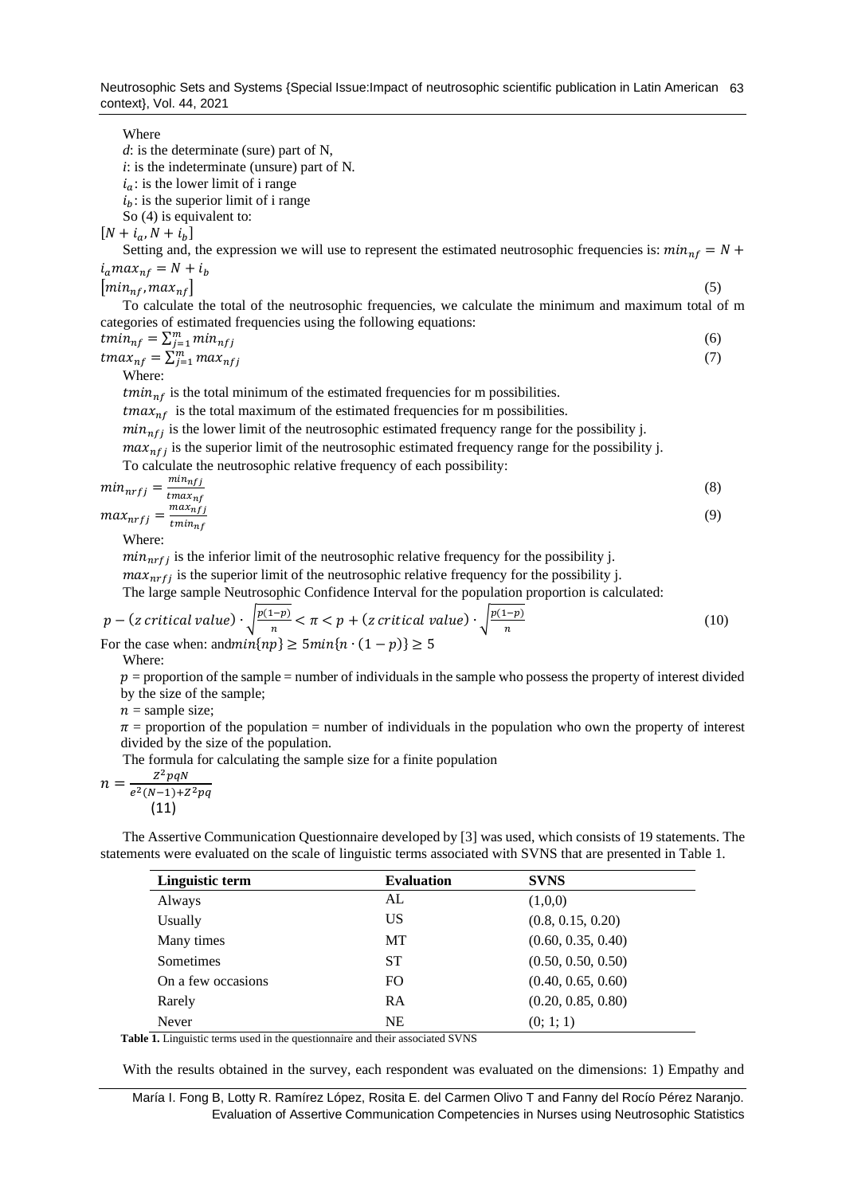Where

$d$: is the determinate (sure) part of N,

$i$: is the indeterminate (unsure) part of N.

$i_a$: is the lower limit of i range

$i_b$: is the superior limit of i range

So (4) is equivalent to:

$[N + i_a, N + i_b]$

Setting and, the expression we will use to represent the estimated neutrosophic frequencies is: $min_{nf} = N + i_a max_{nf} = N + i_b$

$$[min_{nf}, max_{nf}] \tag{5}$$

To calculate the total of the neutrosophic frequencies, we calculate the minimum and maximum total of m categories of estimated frequencies using the following equations:

$$tmin_{nf} = \sum_{j=1}^{m} min_{nfj} \tag{6}$$

$$tmax_{nf} = \sum_{j=1}^{m} max_{nfj} \tag{7}$$

Where:

$tmin_{nf}$ is the total minimum of the estimated frequencies for m possibilities.

$tmax_{nf}$ is the total maximum of the estimated frequencies for m possibilities.

$min_{nfj}$ is the lower limit of the neutrosophic estimated frequency range for the possibility j.

$max_{nfj}$ is the superior limit of the neutrosophic estimated frequency range for the possibility j.

To calculate the neutrosophic relative frequency of each possibility:

$$min_{nrfj} = \frac{min_{nfj}}{tmax_{nf}} \tag{8}$$

$$max_{nrfj} = \frac{max_{nfj}}{tmin_{nf}} \tag{9}$$

Where:

$min_{nrfj}$ is the inferior limit of the neutrosophic relative frequency for the possibility j.

$max_{nrfj}$ is the superior limit of the neutrosophic relative frequency for the possibility j.

The large sample Neutrosophic Confidence Interval for the population proportion is calculated:

$$p - (z\ critical\ value) \cdot \sqrt{\frac{p(1-p)}{n}} < \pi < p + (z\ critical\ value) \cdot \sqrt{\frac{p(1-p)}{n}} \tag{10}$$

For the case when: and$min\{np\} \geq 5 min\{n \cdot (1-p)\} \geq 5$

Where:

$p$ = proportion of the sample = number of individuals in the sample who possess the property of interest divided by the size of the sample;

$n$ = sample size;

$\pi$ = proportion of the population = number of individuals in the population who own the property of interest divided by the size of the population.

The formula for calculating the sample size for a finite population

$$n = \frac{Z^2 pqN}{e^2(N-1) + Z^2 pq} \tag{11}$$

The Assertive Communication Questionnaire developed by [3] was used, which consists of 19 statements. The statements were evaluated on the scale of linguistic terms associated with SVNS that are presented in Table 1.

| Linguistic term | Evaluation | SVNS |
|---|---|---|
| Always | AL | (1,0,0) |
| Usually | US | (0.8, 0.15, 0.20) |
| Many times | MT | (0.60, 0.35, 0.40) |
| Sometimes | ST | (0.50, 0.50, 0.50) |
| On a few occasions | FO | (0.40, 0.65, 0.60) |
| Rarely | RA | (0.20, 0.85, 0.80) |
| Never | NE | (0; 1; 1) |

**Table 1.** Linguistic terms used in the questionnaire and their associated SVNS

With the results obtained in the survey, each respondent was evaluated on the dimensions: 1) Empathy and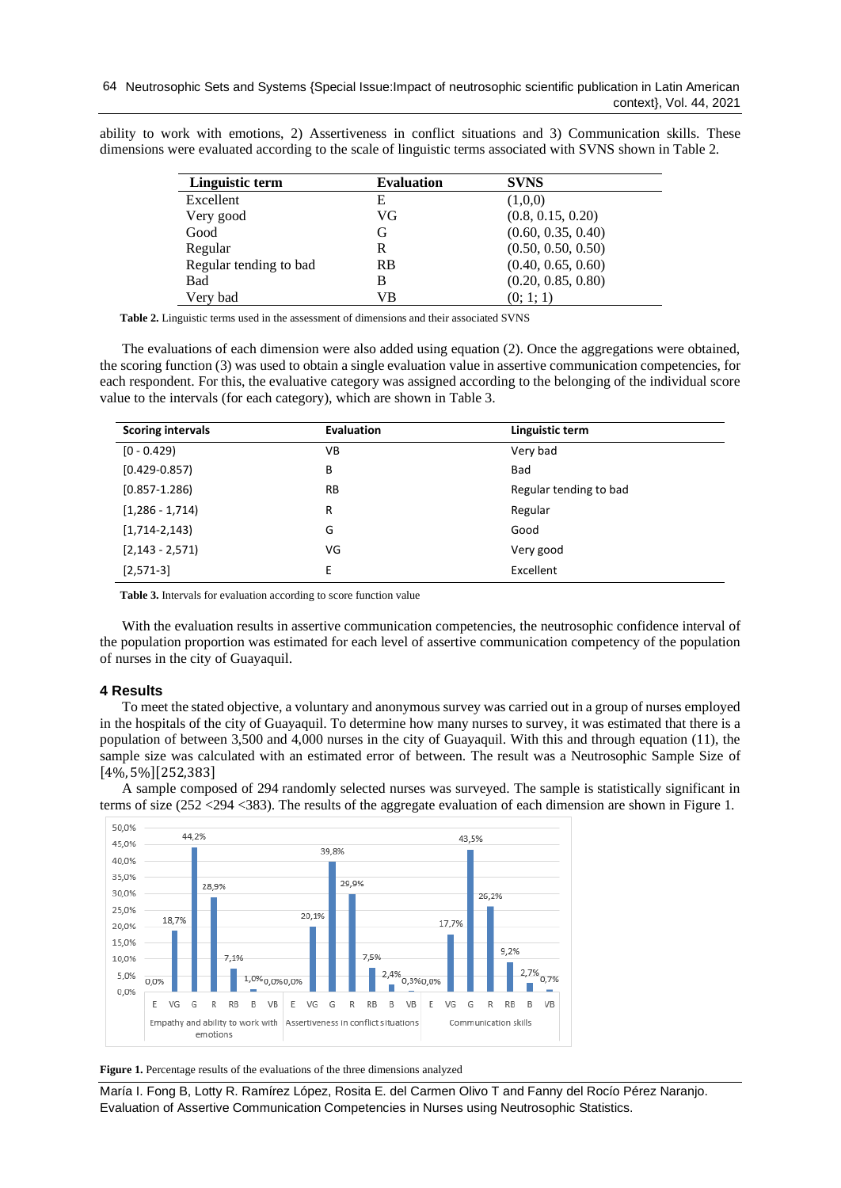ability to work with emotions, 2) Assertiveness in conflict situations and 3) Communication skills. These dimensions were evaluated according to the scale of linguistic terms associated with SVNS shown in Table 2.

| Linguistic term | Evaluation | SVNS |
|---|---|---|
| Excellent | E | (1,0,0) |
| Very good | VG | (0.8, 0.15, 0.20) |
| Good | G | (0.60, 0.35, 0.40) |
| Regular | R | (0.50, 0.50, 0.50) |
| Regular tending to bad | RB | (0.40, 0.65, 0.60) |
| Bad | B | (0.20, 0.85, 0.80) |
| Very bad | VB | (0; 1; 1) |

**Table 2.** Linguistic terms used in the assessment of dimensions and their associated SVNS

The evaluations of each dimension were also added using equation (2). Once the aggregations were obtained, the scoring function (3) was used to obtain a single evaluation value in assertive communication competencies, for each respondent. For this, the evaluative category was assigned according to the belonging of the individual score value to the intervals (for each category), which are shown in Table 3.

| Scoring intervals | Evaluation | Linguistic term |
|---|---|---|
| [0 - 0.429) | VB | Very bad |
| [0.429-0.857) | B | Bad |
| [0.857-1.286) | RB | Regular tending to bad |
| [1,286 - 1,714) | R | Regular |
| [1,714-2,143) | G | Good |
| [2,143 - 2,571) | VG | Very good |
| [2,571-3] | E | Excellent |

**Table 3.** Intervals for evaluation according to score function value

With the evaluation results in assertive communication competencies, the neutrosophic confidence interval of the population proportion was estimated for each level of assertive communication competency of the population of nurses in the city of Guayaquil.

## 4 Results

To meet the stated objective, a voluntary and anonymous survey was carried out in a group of nurses employed in the hospitals of the city of Guayaquil. To determine how many nurses to survey, it was estimated that there is a population of between 3,500 and 4,000 nurses in the city of Guayaquil. With this and through equation (11), the sample size was calculated with an estimated error of between. The result was a Neutrosophic Sample Size of $[4\%, 5\%][252{,}383]$

A sample composed of 294 randomly selected nurses was surveyed. The sample is statistically significant in terms of size (252 <294 <383). The results of the aggregate evaluation of each dimension are shown in Figure 1.

| Dimension | E | VG | G | R | RB | B | VB |
|---|---|---|---|---|---|---|---|
| Empathy and ability to work with emotions | 0,0% | 18,7% | 44,2% | 28,9% | 7,1% | 1,0% | 0,0% |
| Assertiveness in conflict situations | 0,0% | 20,1% | 39,8% | 29,9% | 7,5% | 2,4% | 0,3% |
| Communication skills | 0,0% | 17,7% | 43,5% | 26,2% | 9,2% | 2,7% | 0,7% |

**Figure 1.** Percentage results of the evaluations of the three dimensions analyzed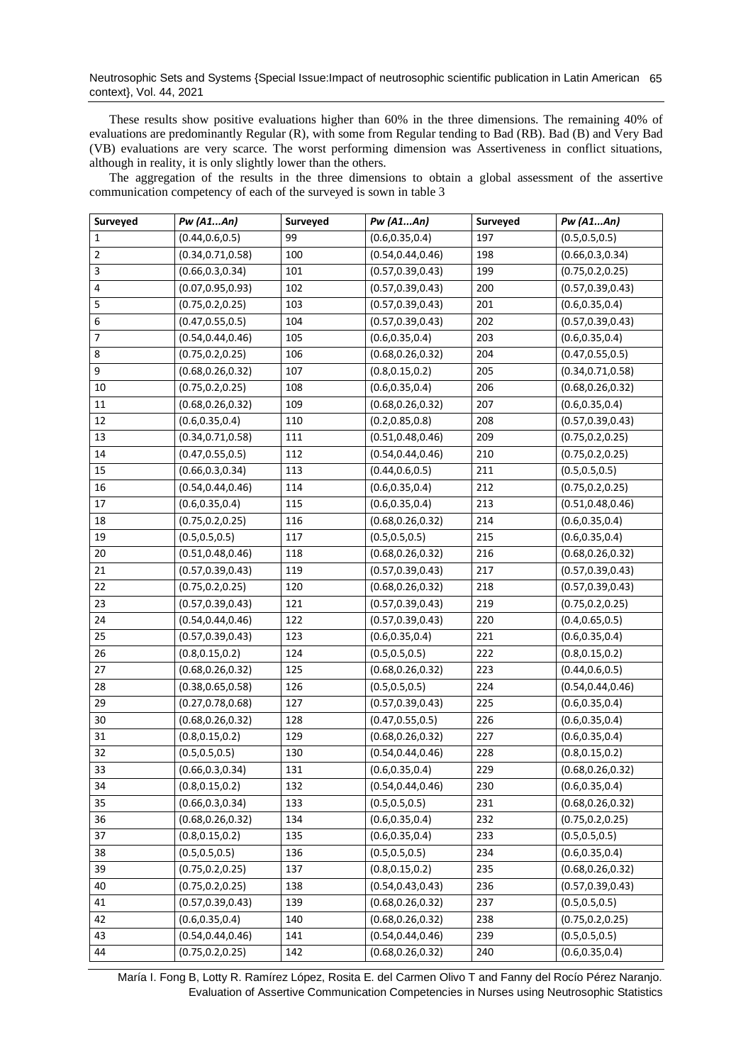These results show positive evaluations higher than 60% in the three dimensions. The remaining 40% of evaluations are predominantly Regular (R), with some from Regular tending to Bad (RB). Bad (B) and Very Bad (VB) evaluations are very scarce. The worst performing dimension was Assertiveness in conflict situations, although in reality, it is only slightly lower than the others.

The aggregation of the results in the three dimensions to obtain a global assessment of the assertive communication competency of each of the surveyed is sown in table 3

| Surveyed | *Pw (A1...An)* | Surveyed | *Pw (A1...An)* | Surveyed | *Pw (A1...An)* |
|---|---|---|---|---|---|
| 1 | (0.44,0.6,0.5) | 99 | (0.6,0.35,0.4) | 197 | (0.5,0.5,0.5) |
| 2 | (0.34,0.71,0.58) | 100 | (0.54,0.44,0.46) | 198 | (0.66,0.3,0.34) |
| 3 | (0.66,0.3,0.34) | 101 | (0.57,0.39,0.43) | 199 | (0.75,0.2,0.25) |
| 4 | (0.07,0.95,0.93) | 102 | (0.57,0.39,0.43) | 200 | (0.57,0.39,0.43) |
| 5 | (0.75,0.2,0.25) | 103 | (0.57,0.39,0.43) | 201 | (0.6,0.35,0.4) |
| 6 | (0.47,0.55,0.5) | 104 | (0.57,0.39,0.43) | 202 | (0.57,0.39,0.43) |
| 7 | (0.54,0.44,0.46) | 105 | (0.6,0.35,0.4) | 203 | (0.6,0.35,0.4) |
| 8 | (0.75,0.2,0.25) | 106 | (0.68,0.26,0.32) | 204 | (0.47,0.55,0.5) |
| 9 | (0.68,0.26,0.32) | 107 | (0.8,0.15,0.2) | 205 | (0.34,0.71,0.58) |
| 10 | (0.75,0.2,0.25) | 108 | (0.6,0.35,0.4) | 206 | (0.68,0.26,0.32) |
| 11 | (0.68,0.26,0.32) | 109 | (0.68,0.26,0.32) | 207 | (0.6,0.35,0.4) |
| 12 | (0.6,0.35,0.4) | 110 | (0.2,0.85,0.8) | 208 | (0.57,0.39,0.43) |
| 13 | (0.34,0.71,0.58) | 111 | (0.51,0.48,0.46) | 209 | (0.75,0.2,0.25) |
| 14 | (0.47,0.55,0.5) | 112 | (0.54,0.44,0.46) | 210 | (0.75,0.2,0.25) |
| 15 | (0.66,0.3,0.34) | 113 | (0.44,0.6,0.5) | 211 | (0.5,0.5,0.5) |
| 16 | (0.54,0.44,0.46) | 114 | (0.6,0.35,0.4) | 212 | (0.75,0.2,0.25) |
| 17 | (0.6,0.35,0.4) | 115 | (0.6,0.35,0.4) | 213 | (0.51,0.48,0.46) |
| 18 | (0.75,0.2,0.25) | 116 | (0.68,0.26,0.32) | 214 | (0.6,0.35,0.4) |
| 19 | (0.5,0.5,0.5) | 117 | (0.5,0.5,0.5) | 215 | (0.6,0.35,0.4) |
| 20 | (0.51,0.48,0.46) | 118 | (0.68,0.26,0.32) | 216 | (0.68,0.26,0.32) |
| 21 | (0.57,0.39,0.43) | 119 | (0.57,0.39,0.43) | 217 | (0.57,0.39,0.43) |
| 22 | (0.75,0.2,0.25) | 120 | (0.68,0.26,0.32) | 218 | (0.57,0.39,0.43) |
| 23 | (0.57,0.39,0.43) | 121 | (0.57,0.39,0.43) | 219 | (0.75,0.2,0.25) |
| 24 | (0.54,0.44,0.46) | 122 | (0.57,0.39,0.43) | 220 | (0.4,0.65,0.5) |
| 25 | (0.57,0.39,0.43) | 123 | (0.6,0.35,0.4) | 221 | (0.6,0.35,0.4) |
| 26 | (0.8,0.15,0.2) | 124 | (0.5,0.5,0.5) | 222 | (0.8,0.15,0.2) |
| 27 | (0.68,0.26,0.32) | 125 | (0.68,0.26,0.32) | 223 | (0.44,0.6,0.5) |
| 28 | (0.38,0.65,0.58) | 126 | (0.5,0.5,0.5) | 224 | (0.54,0.44,0.46) |
| 29 | (0.27,0.78,0.68) | 127 | (0.57,0.39,0.43) | 225 | (0.6,0.35,0.4) |
| 30 | (0.68,0.26,0.32) | 128 | (0.47,0.55,0.5) | 226 | (0.6,0.35,0.4) |
| 31 | (0.8,0.15,0.2) | 129 | (0.68,0.26,0.32) | 227 | (0.6,0.35,0.4) |
| 32 | (0.5,0.5,0.5) | 130 | (0.54,0.44,0.46) | 228 | (0.8,0.15,0.2) |
| 33 | (0.66,0.3,0.34) | 131 | (0.6,0.35,0.4) | 229 | (0.68,0.26,0.32) |
| 34 | (0.8,0.15,0.2) | 132 | (0.54,0.44,0.46) | 230 | (0.6,0.35,0.4) |
| 35 | (0.66,0.3,0.34) | 133 | (0.5,0.5,0.5) | 231 | (0.68,0.26,0.32) |
| 36 | (0.68,0.26,0.32) | 134 | (0.6,0.35,0.4) | 232 | (0.75,0.2,0.25) |
| 37 | (0.8,0.15,0.2) | 135 | (0.6,0.35,0.4) | 233 | (0.5,0.5,0.5) |
| 38 | (0.5,0.5,0.5) | 136 | (0.5,0.5,0.5) | 234 | (0.6,0.35,0.4) |
| 39 | (0.75,0.2,0.25) | 137 | (0.8,0.15,0.2) | 235 | (0.68,0.26,0.32) |
| 40 | (0.75,0.2,0.25) | 138 | (0.54,0.43,0.43) | 236 | (0.57,0.39,0.43) |
| 41 | (0.57,0.39,0.43) | 139 | (0.68,0.26,0.32) | 237 | (0.5,0.5,0.5) |
| 42 | (0.6,0.35,0.4) | 140 | (0.68,0.26,0.32) | 238 | (0.75,0.2,0.25) |
| 43 | (0.54,0.44,0.46) | 141 | (0.54,0.44,0.46) | 239 | (0.5,0.5,0.5) |
| 44 | (0.75,0.2,0.25) | 142 | (0.68,0.26,0.32) | 240 | (0.6,0.35,0.4) |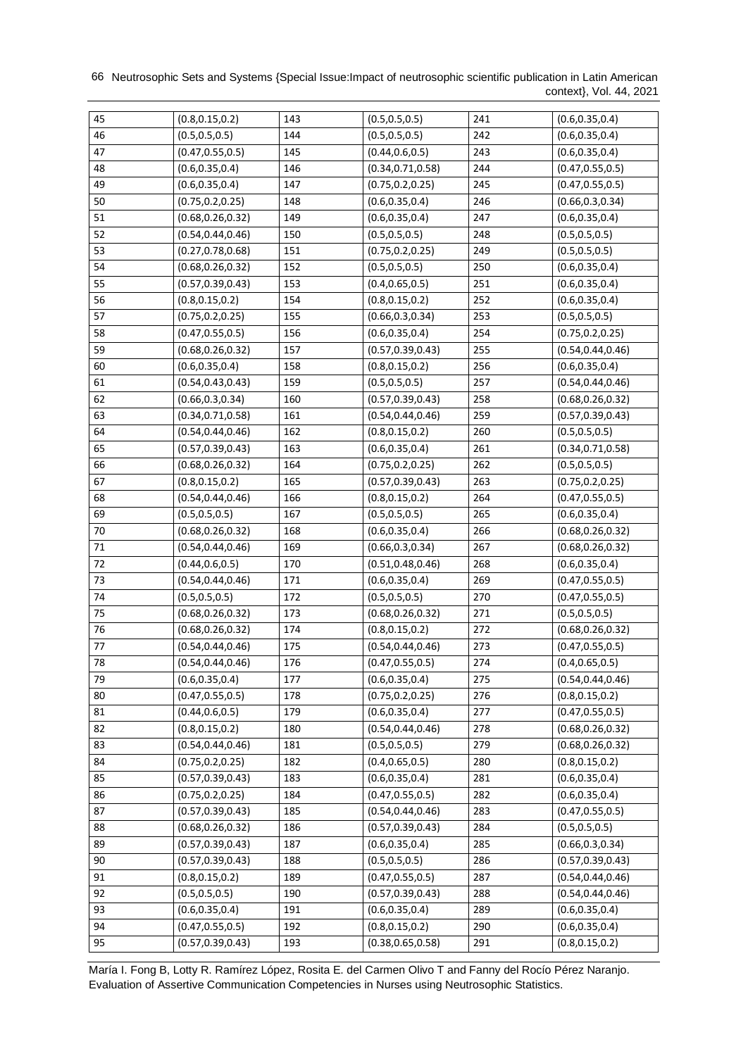| 45 | (0.8,0.15,0.2) | 143 | (0.5,0.5,0.5) | 241 | (0.6,0.35,0.4) |
|---|---|---|---|---|---|
| 46 | (0.5,0.5,0.5) | 144 | (0.5,0.5,0.5) | 242 | (0.6,0.35,0.4) |
| 47 | (0.47,0.55,0.5) | 145 | (0.44,0.6,0.5) | 243 | (0.6,0.35,0.4) |
| 48 | (0.6,0.35,0.4) | 146 | (0.34,0.71,0.58) | 244 | (0.47,0.55,0.5) |
| 49 | (0.6,0.35,0.4) | 147 | (0.75,0.2,0.25) | 245 | (0.47,0.55,0.5) |
| 50 | (0.75,0.2,0.25) | 148 | (0.6,0.35,0.4) | 246 | (0.66,0.3,0.34) |
| 51 | (0.68,0.26,0.32) | 149 | (0.6,0.35,0.4) | 247 | (0.6,0.35,0.4) |
| 52 | (0.54,0.44,0.46) | 150 | (0.5,0.5,0.5) | 248 | (0.5,0.5,0.5) |
| 53 | (0.27,0.78,0.68) | 151 | (0.75,0.2,0.25) | 249 | (0.5,0.5,0.5) |
| 54 | (0.68,0.26,0.32) | 152 | (0.5,0.5,0.5) | 250 | (0.6,0.35,0.4) |
| 55 | (0.57,0.39,0.43) | 153 | (0.4,0.65,0.5) | 251 | (0.6,0.35,0.4) |
| 56 | (0.8,0.15,0.2) | 154 | (0.8,0.15,0.2) | 252 | (0.6,0.35,0.4) |
| 57 | (0.75,0.2,0.25) | 155 | (0.66,0.3,0.34) | 253 | (0.5,0.5,0.5) |
| 58 | (0.47,0.55,0.5) | 156 | (0.6,0.35,0.4) | 254 | (0.75,0.2,0.25) |
| 59 | (0.68,0.26,0.32) | 157 | (0.57,0.39,0.43) | 255 | (0.54,0.44,0.46) |
| 60 | (0.6,0.35,0.4) | 158 | (0.8,0.15,0.2) | 256 | (0.6,0.35,0.4) |
| 61 | (0.54,0.43,0.43) | 159 | (0.5,0.5,0.5) | 257 | (0.54,0.44,0.46) |
| 62 | (0.66,0.3,0.34) | 160 | (0.57,0.39,0.43) | 258 | (0.68,0.26,0.32) |
| 63 | (0.34,0.71,0.58) | 161 | (0.54,0.44,0.46) | 259 | (0.57,0.39,0.43) |
| 64 | (0.54,0.44,0.46) | 162 | (0.8,0.15,0.2) | 260 | (0.5,0.5,0.5) |
| 65 | (0.57,0.39,0.43) | 163 | (0.6,0.35,0.4) | 261 | (0.34,0.71,0.58) |
| 66 | (0.68,0.26,0.32) | 164 | (0.75,0.2,0.25) | 262 | (0.5,0.5,0.5) |
| 67 | (0.8,0.15,0.2) | 165 | (0.57,0.39,0.43) | 263 | (0.75,0.2,0.25) |
| 68 | (0.54,0.44,0.46) | 166 | (0.8,0.15,0.2) | 264 | (0.47,0.55,0.5) |
| 69 | (0.5,0.5,0.5) | 167 | (0.5,0.5,0.5) | 265 | (0.6,0.35,0.4) |
| 70 | (0.68,0.26,0.32) | 168 | (0.6,0.35,0.4) | 266 | (0.68,0.26,0.32) |
| 71 | (0.54,0.44,0.46) | 169 | (0.66,0.3,0.34) | 267 | (0.68,0.26,0.32) |
| 72 | (0.44,0.6,0.5) | 170 | (0.51,0.48,0.46) | 268 | (0.6,0.35,0.4) |
| 73 | (0.54,0.44,0.46) | 171 | (0.6,0.35,0.4) | 269 | (0.47,0.55,0.5) |
| 74 | (0.5,0.5,0.5) | 172 | (0.5,0.5,0.5) | 270 | (0.47,0.55,0.5) |
| 75 | (0.68,0.26,0.32) | 173 | (0.68,0.26,0.32) | 271 | (0.5,0.5,0.5) |
| 76 | (0.68,0.26,0.32) | 174 | (0.8,0.15,0.2) | 272 | (0.68,0.26,0.32) |
| 77 | (0.54,0.44,0.46) | 175 | (0.54,0.44,0.46) | 273 | (0.47,0.55,0.5) |
| 78 | (0.54,0.44,0.46) | 176 | (0.47,0.55,0.5) | 274 | (0.4,0.65,0.5) |
| 79 | (0.6,0.35,0.4) | 177 | (0.6,0.35,0.4) | 275 | (0.54,0.44,0.46) |
| 80 | (0.47,0.55,0.5) | 178 | (0.75,0.2,0.25) | 276 | (0.8,0.15,0.2) |
| 81 | (0.44,0.6,0.5) | 179 | (0.6,0.35,0.4) | 277 | (0.47,0.55,0.5) |
| 82 | (0.8,0.15,0.2) | 180 | (0.54,0.44,0.46) | 278 | (0.68,0.26,0.32) |
| 83 | (0.54,0.44,0.46) | 181 | (0.5,0.5,0.5) | 279 | (0.68,0.26,0.32) |
| 84 | (0.75,0.2,0.25) | 182 | (0.4,0.65,0.5) | 280 | (0.8,0.15,0.2) |
| 85 | (0.57,0.39,0.43) | 183 | (0.6,0.35,0.4) | 281 | (0.6,0.35,0.4) |
| 86 | (0.75,0.2,0.25) | 184 | (0.47,0.55,0.5) | 282 | (0.6,0.35,0.4) |
| 87 | (0.57,0.39,0.43) | 185 | (0.54,0.44,0.46) | 283 | (0.47,0.55,0.5) |
| 88 | (0.68,0.26,0.32) | 186 | (0.57,0.39,0.43) | 284 | (0.5,0.5,0.5) |
| 89 | (0.57,0.39,0.43) | 187 | (0.6,0.35,0.4) | 285 | (0.66,0.3,0.34) |
| 90 | (0.57,0.39,0.43) | 188 | (0.5,0.5,0.5) | 286 | (0.57,0.39,0.43) |
| 91 | (0.8,0.15,0.2) | 189 | (0.47,0.55,0.5) | 287 | (0.54,0.44,0.46) |
| 92 | (0.5,0.5,0.5) | 190 | (0.57,0.39,0.43) | 288 | (0.54,0.44,0.46) |
| 93 | (0.6,0.35,0.4) | 191 | (0.6,0.35,0.4) | 289 | (0.6,0.35,0.4) |
| 94 | (0.47,0.55,0.5) | 192 | (0.8,0.15,0.2) | 290 | (0.6,0.35,0.4) |
| 95 | (0.57,0.39,0.43) | 193 | (0.38,0.65,0.58) | 291 | (0.8,0.15,0.2) |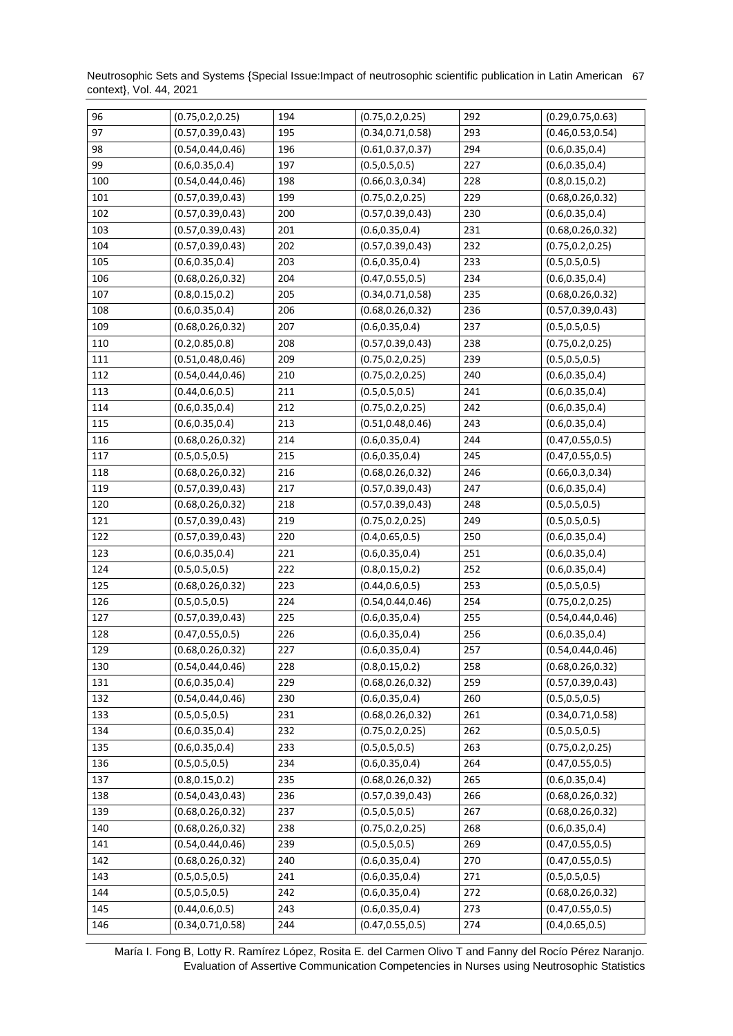| 96 | (0.75,0.2,0.25) | 194 | (0.75,0.2,0.25) | 292 | (0.29,0.75,0.63) |
|---|---|---|---|---|---|
| 97 | (0.57,0.39,0.43) | 195 | (0.34,0.71,0.58) | 293 | (0.46,0.53,0.54) |
| 98 | (0.54,0.44,0.46) | 196 | (0.61,0.37,0.37) | 294 | (0.6,0.35,0.4) |
| 99 | (0.6,0.35,0.4) | 197 | (0.5,0.5,0.5) | 227 | (0.6,0.35,0.4) |
| 100 | (0.54,0.44,0.46) | 198 | (0.66,0.3,0.34) | 228 | (0.8,0.15,0.2) |
| 101 | (0.57,0.39,0.43) | 199 | (0.75,0.2,0.25) | 229 | (0.68,0.26,0.32) |
| 102 | (0.57,0.39,0.43) | 200 | (0.57,0.39,0.43) | 230 | (0.6,0.35,0.4) |
| 103 | (0.57,0.39,0.43) | 201 | (0.6,0.35,0.4) | 231 | (0.68,0.26,0.32) |
| 104 | (0.57,0.39,0.43) | 202 | (0.57,0.39,0.43) | 232 | (0.75,0.2,0.25) |
| 105 | (0.6,0.35,0.4) | 203 | (0.6,0.35,0.4) | 233 | (0.5,0.5,0.5) |
| 106 | (0.68,0.26,0.32) | 204 | (0.47,0.55,0.5) | 234 | (0.6,0.35,0.4) |
| 107 | (0.8,0.15,0.2) | 205 | (0.34,0.71,0.58) | 235 | (0.68,0.26,0.32) |
| 108 | (0.6,0.35,0.4) | 206 | (0.68,0.26,0.32) | 236 | (0.57,0.39,0.43) |
| 109 | (0.68,0.26,0.32) | 207 | (0.6,0.35,0.4) | 237 | (0.5,0.5,0.5) |
| 110 | (0.2,0.85,0.8) | 208 | (0.57,0.39,0.43) | 238 | (0.75,0.2,0.25) |
| 111 | (0.51,0.48,0.46) | 209 | (0.75,0.2,0.25) | 239 | (0.5,0.5,0.5) |
| 112 | (0.54,0.44,0.46) | 210 | (0.75,0.2,0.25) | 240 | (0.6,0.35,0.4) |
| 113 | (0.44,0.6,0.5) | 211 | (0.5,0.5,0.5) | 241 | (0.6,0.35,0.4) |
| 114 | (0.6,0.35,0.4) | 212 | (0.75,0.2,0.25) | 242 | (0.6,0.35,0.4) |
| 115 | (0.6,0.35,0.4) | 213 | (0.51,0.48,0.46) | 243 | (0.6,0.35,0.4) |
| 116 | (0.68,0.26,0.32) | 214 | (0.6,0.35,0.4) | 244 | (0.47,0.55,0.5) |
| 117 | (0.5,0.5,0.5) | 215 | (0.6,0.35,0.4) | 245 | (0.47,0.55,0.5) |
| 118 | (0.68,0.26,0.32) | 216 | (0.68,0.26,0.32) | 246 | (0.66,0.3,0.34) |
| 119 | (0.57,0.39,0.43) | 217 | (0.57,0.39,0.43) | 247 | (0.6,0.35,0.4) |
| 120 | (0.68,0.26,0.32) | 218 | (0.57,0.39,0.43) | 248 | (0.5,0.5,0.5) |
| 121 | (0.57,0.39,0.43) | 219 | (0.75,0.2,0.25) | 249 | (0.5,0.5,0.5) |
| 122 | (0.57,0.39,0.43) | 220 | (0.4,0.65,0.5) | 250 | (0.6,0.35,0.4) |
| 123 | (0.6,0.35,0.4) | 221 | (0.6,0.35,0.4) | 251 | (0.6,0.35,0.4) |
| 124 | (0.5,0.5,0.5) | 222 | (0.8,0.15,0.2) | 252 | (0.6,0.35,0.4) |
| 125 | (0.68,0.26,0.32) | 223 | (0.44,0.6,0.5) | 253 | (0.5,0.5,0.5) |
| 126 | (0.5,0.5,0.5) | 224 | (0.54,0.44,0.46) | 254 | (0.75,0.2,0.25) |
| 127 | (0.57,0.39,0.43) | 225 | (0.6,0.35,0.4) | 255 | (0.54,0.44,0.46) |
| 128 | (0.47,0.55,0.5) | 226 | (0.6,0.35,0.4) | 256 | (0.6,0.35,0.4) |
| 129 | (0.68,0.26,0.32) | 227 | (0.6,0.35,0.4) | 257 | (0.54,0.44,0.46) |
| 130 | (0.54,0.44,0.46) | 228 | (0.8,0.15,0.2) | 258 | (0.68,0.26,0.32) |
| 131 | (0.6,0.35,0.4) | 229 | (0.68,0.26,0.32) | 259 | (0.57,0.39,0.43) |
| 132 | (0.54,0.44,0.46) | 230 | (0.6,0.35,0.4) | 260 | (0.5,0.5,0.5) |
| 133 | (0.5,0.5,0.5) | 231 | (0.68,0.26,0.32) | 261 | (0.34,0.71,0.58) |
| 134 | (0.6,0.35,0.4) | 232 | (0.75,0.2,0.25) | 262 | (0.5,0.5,0.5) |
| 135 | (0.6,0.35,0.4) | 233 | (0.5,0.5,0.5) | 263 | (0.75,0.2,0.25) |
| 136 | (0.5,0.5,0.5) | 234 | (0.6,0.35,0.4) | 264 | (0.47,0.55,0.5) |
| 137 | (0.8,0.15,0.2) | 235 | (0.68,0.26,0.32) | 265 | (0.6,0.35,0.4) |
| 138 | (0.54,0.43,0.43) | 236 | (0.57,0.39,0.43) | 266 | (0.68,0.26,0.32) |
| 139 | (0.68,0.26,0.32) | 237 | (0.5,0.5,0.5) | 267 | (0.68,0.26,0.32) |
| 140 | (0.68,0.26,0.32) | 238 | (0.75,0.2,0.25) | 268 | (0.6,0.35,0.4) |
| 141 | (0.54,0.44,0.46) | 239 | (0.5,0.5,0.5) | 269 | (0.47,0.55,0.5) |
| 142 | (0.68,0.26,0.32) | 240 | (0.6,0.35,0.4) | 270 | (0.47,0.55,0.5) |
| 143 | (0.5,0.5,0.5) | 241 | (0.6,0.35,0.4) | 271 | (0.5,0.5,0.5) |
| 144 | (0.5,0.5,0.5) | 242 | (0.6,0.35,0.4) | 272 | (0.68,0.26,0.32) |
| 145 | (0.44,0.6,0.5) | 243 | (0.6,0.35,0.4) | 273 | (0.47,0.55,0.5) |
| 146 | (0.34,0.71,0.58) | 244 | (0.47,0.55,0.5) | 274 | (0.4,0.65,0.5) |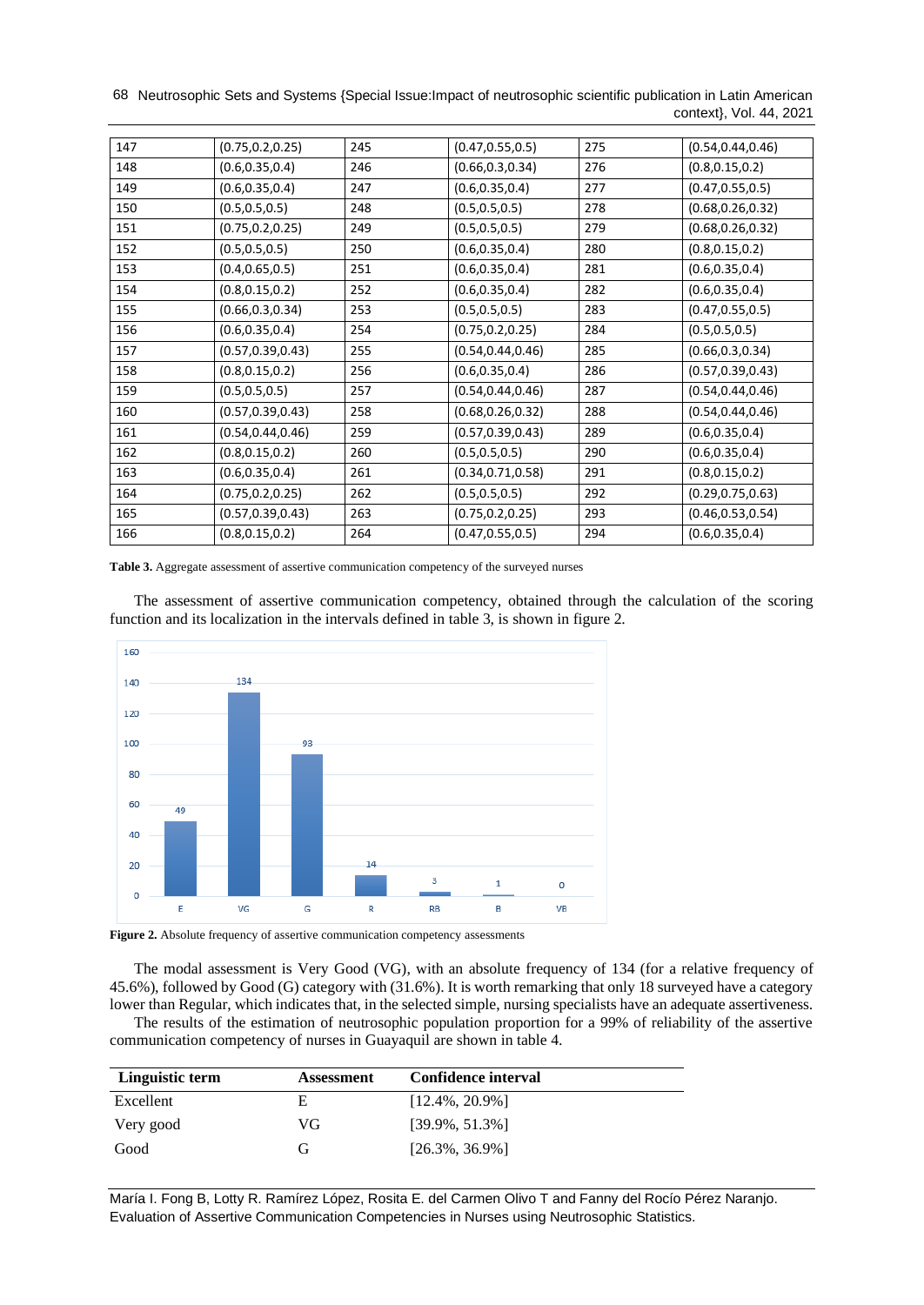| 147 | (0.75,0.2,0.25) | 245 | (0.47,0.55,0.5) | 275 | (0.54,0.44,0.46) |
|---|---|---|---|---|---|
| 148 | (0.6,0.35,0.4) | 246 | (0.66,0.3,0.34) | 276 | (0.8,0.15,0.2) |
| 149 | (0.6,0.35,0.4) | 247 | (0.6,0.35,0.4) | 277 | (0.47,0.55,0.5) |
| 150 | (0.5,0.5,0.5) | 248 | (0.5,0.5,0.5) | 278 | (0.68,0.26,0.32) |
| 151 | (0.75,0.2,0.25) | 249 | (0.5,0.5,0.5) | 279 | (0.68,0.26,0.32) |
| 152 | (0.5,0.5,0.5) | 250 | (0.6,0.35,0.4) | 280 | (0.8,0.15,0.2) |
| 153 | (0.4,0.65,0.5) | 251 | (0.6,0.35,0.4) | 281 | (0.6,0.35,0.4) |
| 154 | (0.8,0.15,0.2) | 252 | (0.6,0.35,0.4) | 282 | (0.6,0.35,0.4) |
| 155 | (0.66,0.3,0.34) | 253 | (0.5,0.5,0.5) | 283 | (0.47,0.55,0.5) |
| 156 | (0.6,0.35,0.4) | 254 | (0.75,0.2,0.25) | 284 | (0.5,0.5,0.5) |
| 157 | (0.57,0.39,0.43) | 255 | (0.54,0.44,0.46) | 285 | (0.66,0.3,0.34) |
| 158 | (0.8,0.15,0.2) | 256 | (0.6,0.35,0.4) | 286 | (0.57,0.39,0.43) |
| 159 | (0.5,0.5,0.5) | 257 | (0.54,0.44,0.46) | 287 | (0.54,0.44,0.46) |
| 160 | (0.57,0.39,0.43) | 258 | (0.68,0.26,0.32) | 288 | (0.54,0.44,0.46) |
| 161 | (0.54,0.44,0.46) | 259 | (0.57,0.39,0.43) | 289 | (0.6,0.35,0.4) |
| 162 | (0.8,0.15,0.2) | 260 | (0.5,0.5,0.5) | 290 | (0.6,0.35,0.4) |
| 163 | (0.6,0.35,0.4) | 261 | (0.34,0.71,0.58) | 291 | (0.8,0.15,0.2) |
| 164 | (0.75,0.2,0.25) | 262 | (0.5,0.5,0.5) | 292 | (0.29,0.75,0.63) |
| 165 | (0.57,0.39,0.43) | 263 | (0.75,0.2,0.25) | 293 | (0.46,0.53,0.54) |
| 166 | (0.8,0.15,0.2) | 264 | (0.47,0.55,0.5) | 294 | (0.6,0.35,0.4) |

**Table 3.** Aggregate assessment of assertive communication competency of the surveyed nurses

The assessment of assertive communication competency, obtained through the calculation of the scoring function and its localization in the intervals defined in table 3, is shown in figure 2.

**Figure 2.** Absolute frequency of assertive communication competency assessments

The modal assessment is Very Good (VG), with an absolute frequency of 134 (for a relative frequency of 45.6%), followed by Good (G) category with (31.6%). It is worth remarking that only 18 surveyed have a category lower than Regular, which indicates that, in the selected simple, nursing specialists have an adequate assertiveness.

The results of the estimation of neutrosophic population proportion for a 99% of reliability of the assertive communication competency of nurses in Guayaquil are shown in table 4.

| Linguistic term | Assessment | Confidence interval |
|---|---|---|
| Excellent | E | [12.4%, 20.9%] |
| Very good | VG | [39.9%, 51.3%] |
| Good | G | [26.3%, 36.9%] |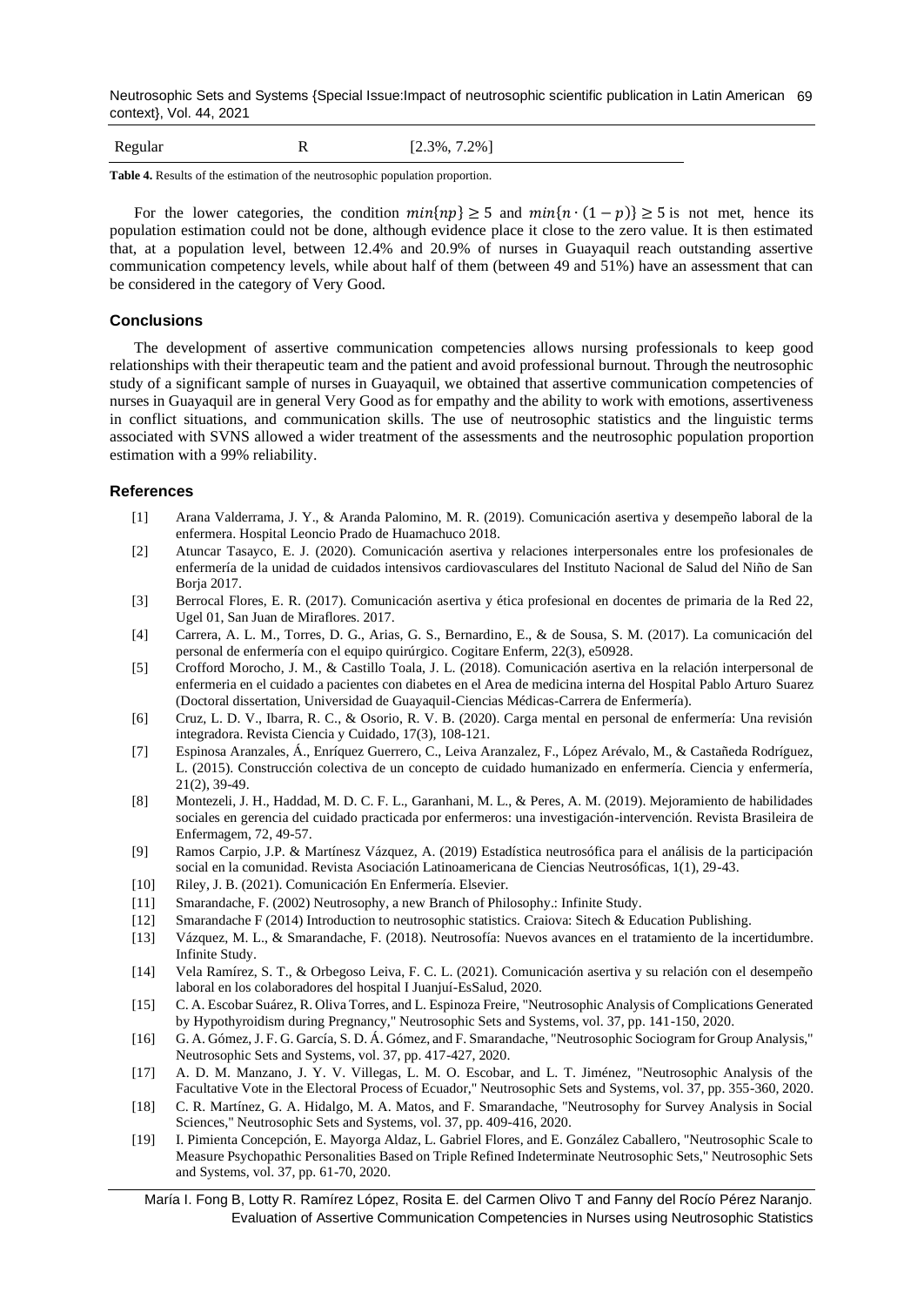| Regular | R | [2.3%, 7.2%] |
| --- | --- | --- |

**Table 4.** Results of the estimation of the neutrosophic population proportion.

For the lower categories, the condition $min\{np\} \geq 5$ and $min\{n \cdot (1-p)\} \geq 5$ is not met, hence its population estimation could not be done, although evidence place it close to the zero value. It is then estimated that, at a population level, between 12.4% and 20.9% of nurses in Guayaquil reach outstanding assertive communication competency levels, while about half of them (between 49 and 51%) have an assessment that can be considered in the category of Very Good.

## Conclusions

The development of assertive communication competencies allows nursing professionals to keep good relationships with their therapeutic team and the patient and avoid professional burnout. Through the neutrosophic study of a significant sample of nurses in Guayaquil, we obtained that assertive communication competencies of nurses in Guayaquil are in general Very Good as for empathy and the ability to work with emotions, assertiveness in conflict situations, and communication skills. The use of neutrosophic statistics and the linguistic terms associated with SVNS allowed a wider treatment of the assessments and the neutrosophic population proportion estimation with a 99% reliability.

## References

[1] Arana Valderrama, J. Y., & Aranda Palomino, M. R. (2019). Comunicación asertiva y desempeño laboral de la enfermera. Hospital Leoncio Prado de Huamachuco 2018.

[2] Atuncar Tasayco, E. J. (2020). Comunicación asertiva y relaciones interpersonales entre los profesionales de enfermería de la unidad de cuidados intensivos cardiovasculares del Instituto Nacional de Salud del Niño de San Borja 2017.

[3] Berrocal Flores, E. R. (2017). Comunicación asertiva y ética profesional en docentes de primaria de la Red 22, Ugel 01, San Juan de Miraflores. 2017.

[4] Carrera, A. L. M., Torres, D. G., Arias, G. S., Bernardino, E., & de Sousa, S. M. (2017). La comunicación del personal de enfermería con el equipo quirúrgico. Cogitare Enferm, 22(3), e50928.

[5] Crofford Morocho, J. M., & Castillo Toala, J. L. (2018). Comunicación asertiva en la relación interpersonal de enfermeria en el cuidado a pacientes con diabetes en el Area de medicina interna del Hospital Pablo Arturo Suarez (Doctoral dissertation, Universidad de Guayaquil-Ciencias Médicas-Carrera de Enfermería).

[6] Cruz, L. D. V., Ibarra, R. C., & Osorio, R. V. B. (2020). Carga mental en personal de enfermería: Una revisión integradora. Revista Ciencia y Cuidado, 17(3), 108-121.

[7] Espinosa Aranzales, Á., Enríquez Guerrero, C., Leiva Aranzalez, F., López Arévalo, M., & Castañeda Rodríguez, L. (2015). Construcción colectiva de un concepto de cuidado humanizado en enfermería. Ciencia y enfermería, 21(2), 39-49.

[8] Montezeli, J. H., Haddad, M. D. C. F. L., Garanhani, M. L., & Peres, A. M. (2019). Mejoramiento de habilidades sociales en gerencia del cuidado practicada por enfermeros: una investigación-intervención. Revista Brasileira de Enfermagem, 72, 49-57.

[9] Ramos Carpio, J.P. & Martínesz Vázquez, A. (2019) Estadística neutrosófica para el análisis de la participación social en la comunidad. Revista Asociación Latinoamericana de Ciencias Neutrosóficas, 1(1), 29-43.

[10] Riley, J. B. (2021). Comunicación En Enfermería. Elsevier.

[11] Smarandache, F. (2002) Neutrosophy, a new Branch of Philosophy.: Infinite Study.

[12] Smarandache F (2014) Introduction to neutrosophic statistics. Craiova: Sitech & Education Publishing.

[13] Vázquez, M. L., & Smarandache, F. (2018). Neutrosofía: Nuevos avances en el tratamiento de la incertidumbre. Infinite Study.

[14] Vela Ramírez, S. T., & Orbegoso Leiva, F. C. L. (2021). Comunicación asertiva y su relación con el desempeño laboral en los colaboradores del hospital I Juanjuí-EsSalud, 2020.

[15] C. A. Escobar Suárez, R. Oliva Torres, and L. Espinoza Freire, "Neutrosophic Analysis of Complications Generated by Hypothyroidism during Pregnancy," Neutrosophic Sets and Systems, vol. 37, pp. 141-150, 2020.

[16] G. A. Gómez, J. F. G. García, S. D. Á. Gómez, and F. Smarandache, "Neutrosophic Sociogram for Group Analysis," Neutrosophic Sets and Systems, vol. 37, pp. 417-427, 2020.

[17] A. D. M. Manzano, J. Y. V. Villegas, L. M. O. Escobar, and L. T. Jiménez, "Neutrosophic Analysis of the Facultative Vote in the Electoral Process of Ecuador," Neutrosophic Sets and Systems, vol. 37, pp. 355-360, 2020.

[18] C. R. Martínez, G. A. Hidalgo, M. A. Matos, and F. Smarandache, "Neutrosophy for Survey Analysis in Social Sciences," Neutrosophic Sets and Systems, vol. 37, pp. 409-416, 2020.

[19] I. Pimienta Concepción, E. Mayorga Aldaz, L. Gabriel Flores, and E. González Caballero, "Neutrosophic Scale to Measure Psychopathic Personalities Based on Triple Refined Indeterminate Neutrosophic Sets," Neutrosophic Sets and Systems, vol. 37, pp. 61-70, 2020.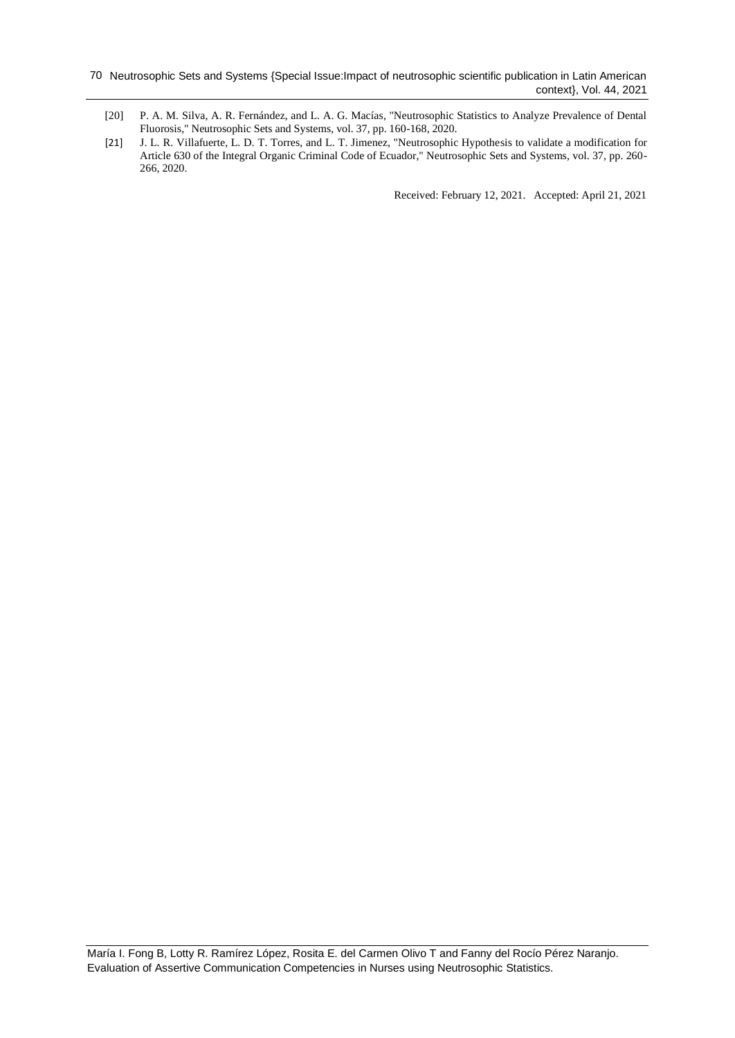[20] P. A. M. Silva, A. R. Fernández, and L. A. G. Macías, "Neutrosophic Statistics to Analyze Prevalence of Dental Fluorosis," Neutrosophic Sets and Systems, vol. 37, pp. 160-168, 2020.

[21] J. L. R. Villafuerte, L. D. T. Torres, and L. T. Jimenez, "Neutrosophic Hypothesis to validate a modification for Article 630 of the Integral Organic Criminal Code of Ecuador," Neutrosophic Sets and Systems, vol. 37, pp. 260-266, 2020.

Received: February 12, 2021. Accepted: April 21, 2021